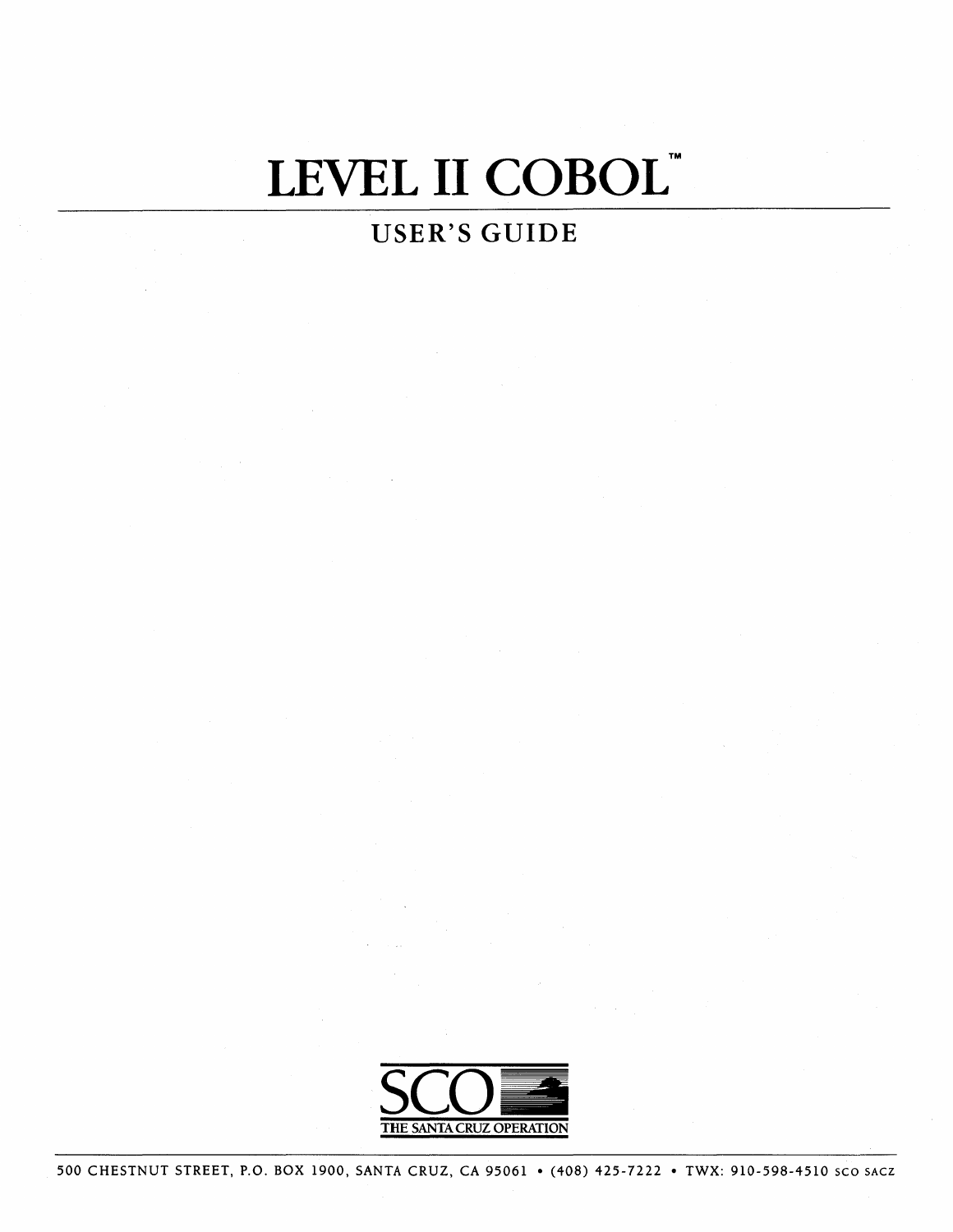# LEVEL II COBOL™

## USER'S GUIDE

SCO

THE SANTA CRUZ OPERATION

500 CHESTNUT STREET, P.O. BOX 1900, SANTA CRUZ, CA 95061 • (408) 425-7222 • TWX: 910-598-4510 SCO SACZ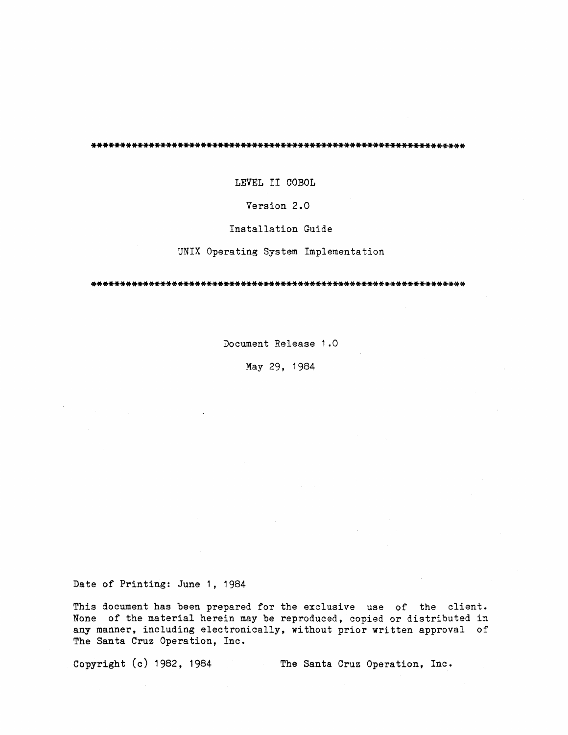*****************************************************************

LEVEL II COBOL

Version 2.0

Installation Guide

UNIX Operating System Implementation

*****************************************************************

Document Release 1.0

May 29, 1984

Date of Printing: June 1, 1984

This document has been prepared for the exclusive use of the client. None of the material herein may be reproduced, copied or distributed in any manner, including electronically, without prior written approval of The Santa Cruz Operation, Inc.

Copyright (c) 1982, 1984 The Santa Cruz Operation, Inc.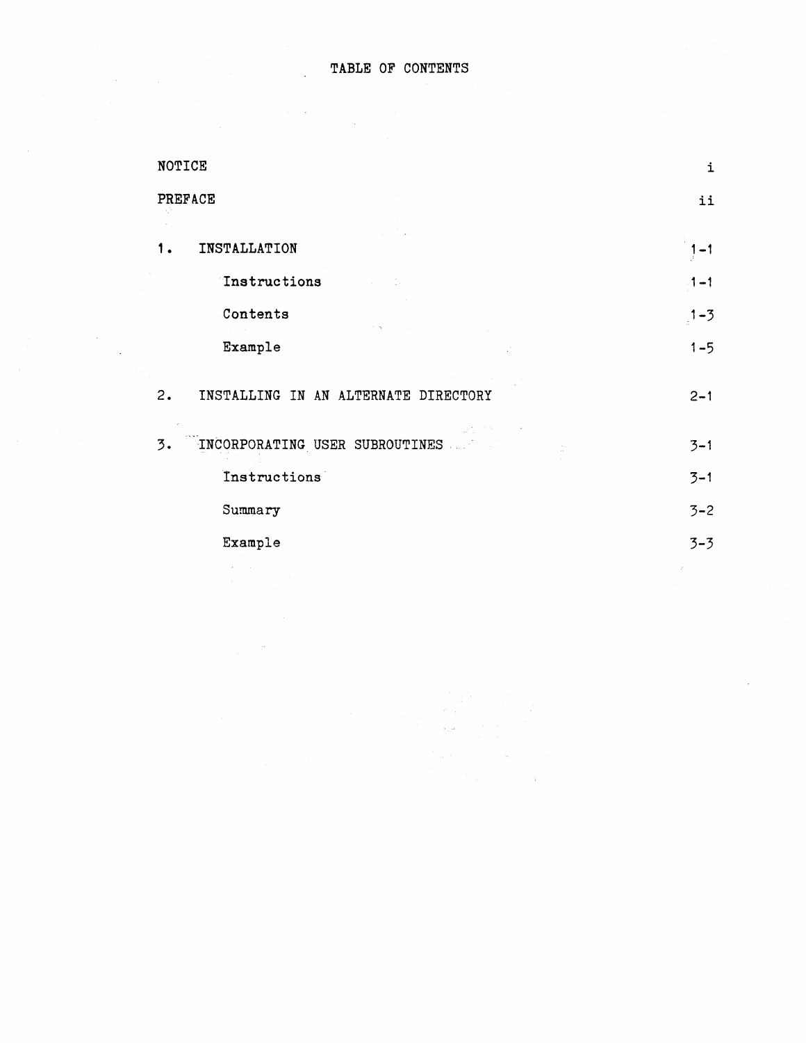# TABLE OF CONTENTS

| | |
|---|---|
| NOTICE | i |
| PREFACE | ii |
| 1. INSTALLATION | 1-1 |
| Instructions | 1-1 |
| Contents | 1-3 |
| Example | 1-5 |
| 2. INSTALLING IN AN ALTERNATE DIRECTORY | 2-1 |
| 3. INCORPORATING USER SUBROUTINES | 3-1 |
| Instructions | 3-1 |
| Summary | 3-2 |
| Example | 3-3 |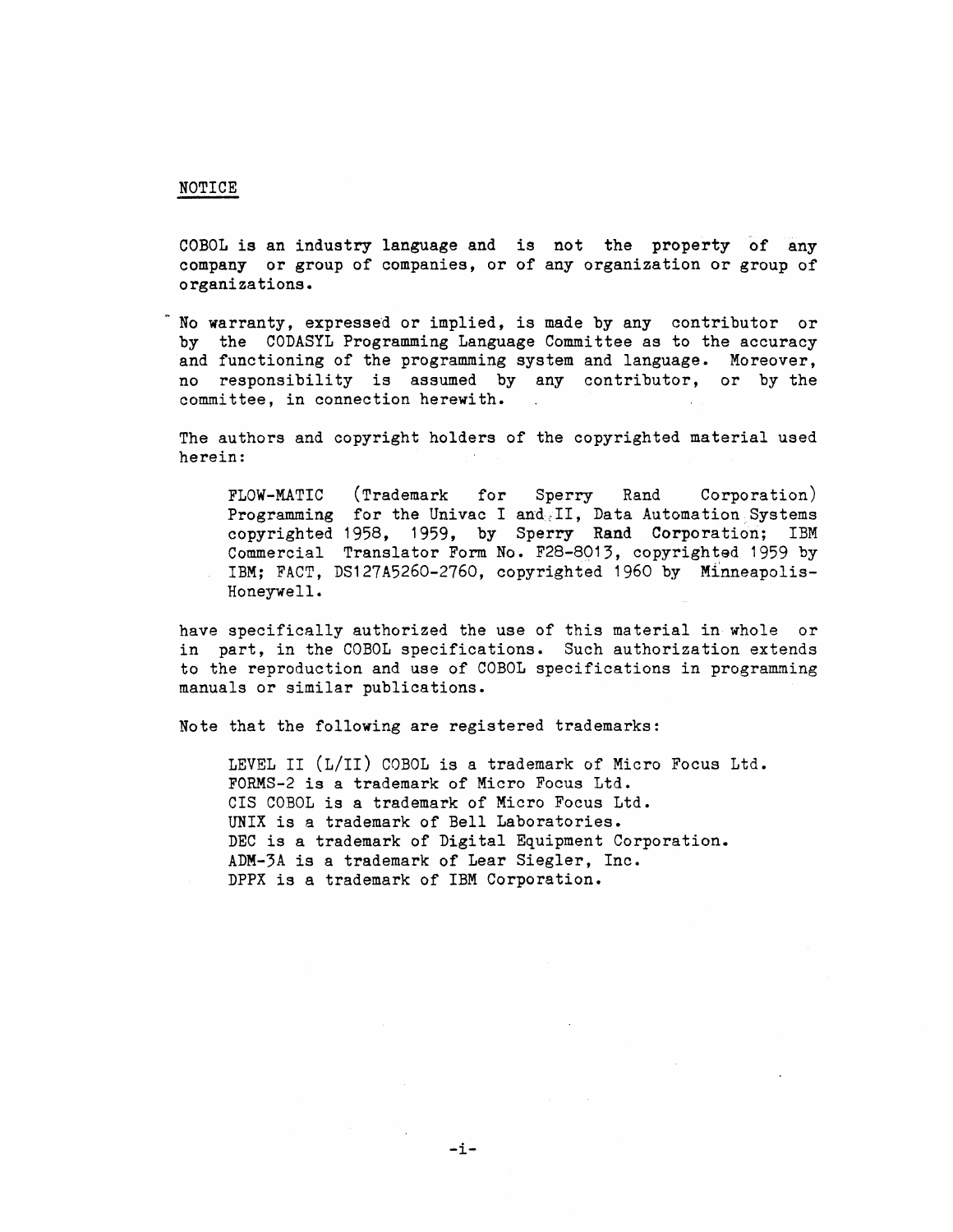NOTICE

COBOL is an industry language and is not the property of any company or group of companies, or of any organization or group of organizations.

No warranty, expressed or implied, is made by any contributor or by the CODASYL Programming Language Committee as to the accuracy and functioning of the programming system and language. Moreover, no responsibility is assumed by any contributor, or by the committee, in connection herewith.

The authors and copyright holders of the copyrighted material used herein:

> FLOW-MATIC (Trademark for Sperry Rand Corporation) Programming for the Univac I and II, Data Automation Systems copyrighted 1958, 1959, by Sperry Rand Corporation; IBM Commercial Translator Form No. F28-8013, copyrighted 1959 by IBM; FACT, DS127A5260-2760, copyrighted 1960 by Minneapolis-Honeywell.

have specifically authorized the use of this material in whole or in part, in the COBOL specifications. Such authorization extends to the reproduction and use of COBOL specifications in programming manuals or similar publications.

Note that the following are registered trademarks:

> LEVEL II (L/II) COBOL is a trademark of Micro Focus Ltd.
> FORMS-2 is a trademark of Micro Focus Ltd.
> CIS COBOL is a trademark of Micro Focus Ltd.
> UNIX is a trademark of Bell Laboratories.
> DEC is a trademark of Digital Equipment Corporation.
> ADM-3A is a trademark of Lear Siegler, Inc.
> DPPX is a trademark of IBM Corporation.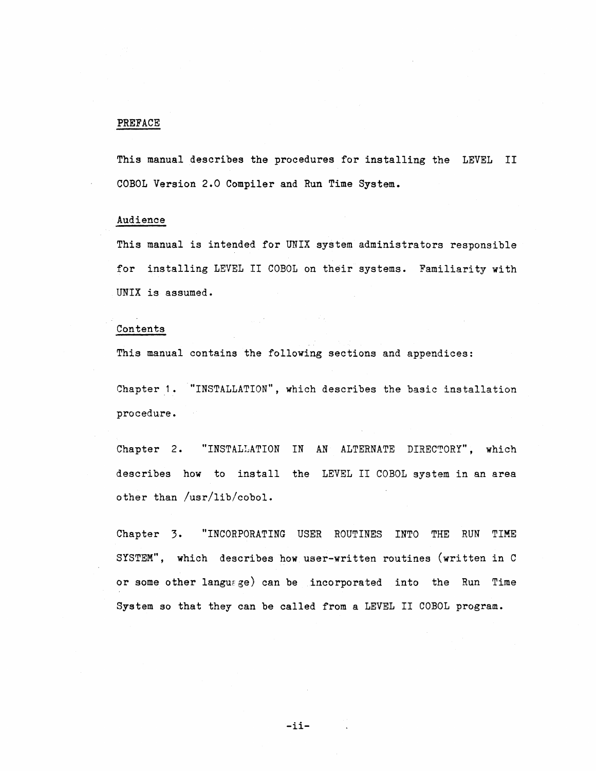## PREFACE

This manual describes the procedures for installing the LEVEL II COBOL Version 2.0 Compiler and Run Time System.

### Audience

This manual is intended for UNIX system administrators responsible for installing LEVEL II COBOL on their systems. Familiarity with UNIX is assumed.

### Contents

This manual contains the following sections and appendices:

Chapter 1. "INSTALLATION", which describes the basic installation procedure.

Chapter 2. "INSTALLATION IN AN ALTERNATE DIRECTORY", which describes how to install the LEVEL II COBOL system in an area other than /usr/lib/cobol.

Chapter 3. "INCORPORATING USER ROUTINES INTO THE RUN TIME SYSTEM", which describes how user-written routines (written in C or some other language) can be incorporated into the Run Time System so that they can be called from a LEVEL II COBOL program.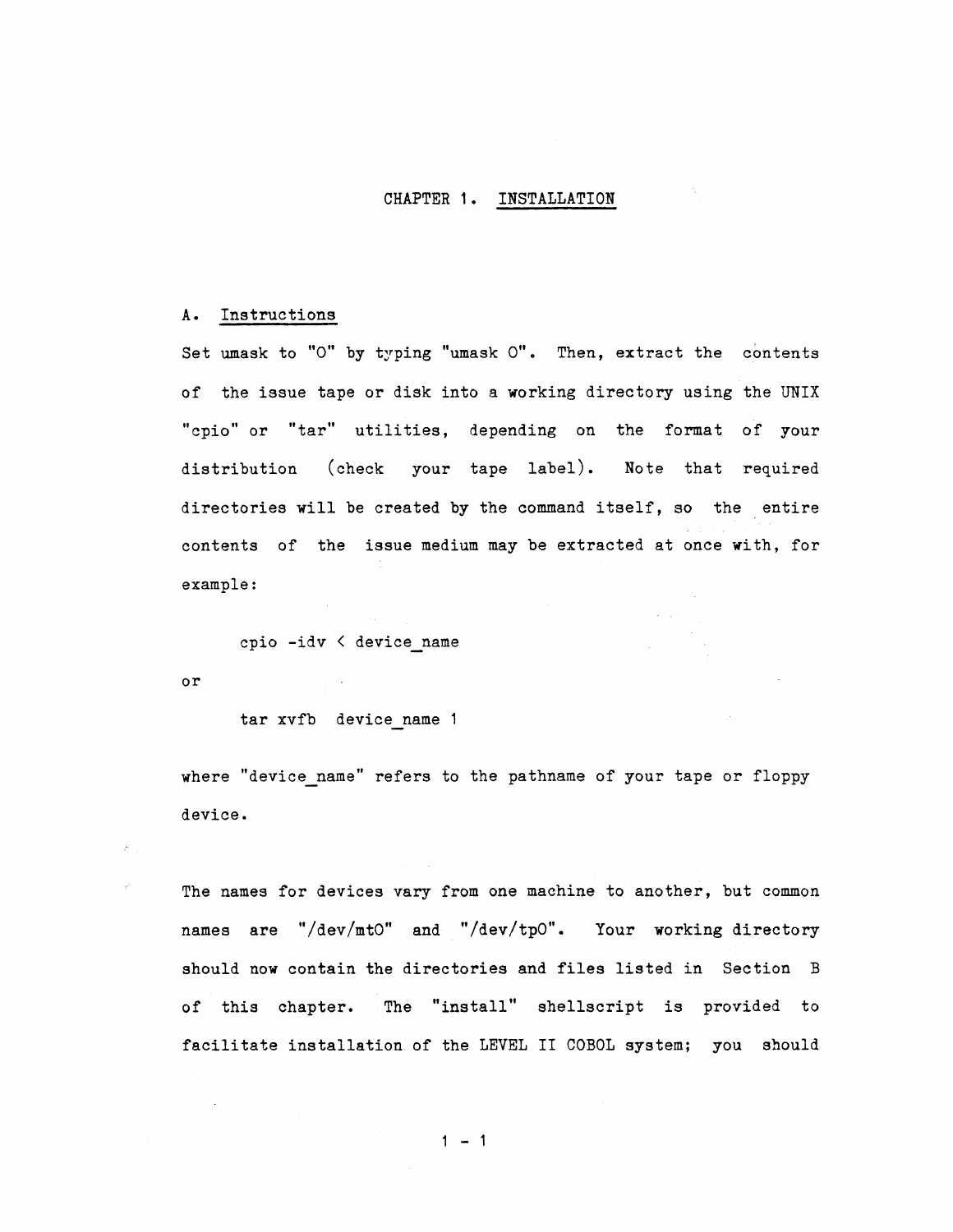# CHAPTER 1. INSTALLATION

## A. Instructions

Set umask to "0" by typing "umask 0". Then, extract the contents of the issue tape or disk into a working directory using the UNIX "cpio" or "tar" utilities, depending on the format of your distribution (check your tape label). Note that required directories will be created by the command itself, so the entire contents of the issue medium may be extracted at once with, for example:

```
cpio -idv < device_name
```

or

```
tar xvfb device_name 1
```

where "device_name" refers to the pathname of your tape or floppy device.

The names for devices vary from one machine to another, but common names are "/dev/mt0" and "/dev/tp0". Your working directory should now contain the directories and files listed in Section B of this chapter. The "install" shellscript is provided to facilitate installation of the LEVEL II COBOL system; you should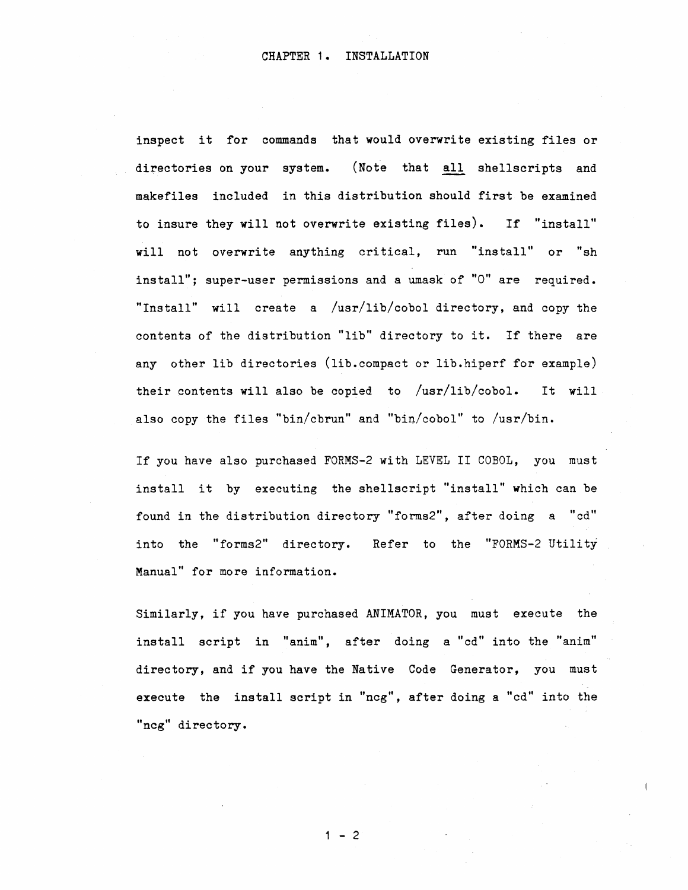inspect it for commands that would overwrite existing files or directories on your system. (Note that <u>all</u> shellscripts and makefiles included in this distribution should first be examined to insure they will not overwrite existing files). If "install" will not overwrite anything critical, run "install" or "sh install"; super-user permissions and a umask of "0" are required. "Install" will create a /usr/lib/cobol directory, and copy the contents of the distribution "lib" directory to it. If there are any other lib directories (lib.compact or lib.hiperf for example) their contents will also be copied to /usr/lib/cobol. It will also copy the files "bin/cbrun" and "bin/cobol" to /usr/bin.

If you have also purchased FORMS-2 with LEVEL II COBOL, you must install it by executing the shellscript "install" which can be found in the distribution directory "forms2", after doing a "cd" into the "forms2" directory. Refer to the "FORMS-2 Utility Manual" for more information.

Similarly, if you have purchased ANIMATOR, you must execute the install script in "anim", after doing a "cd" into the "anim" directory, and if you have the Native Code Generator, you must execute the install script in "ncg", after doing a "cd" into the "ncg" directory.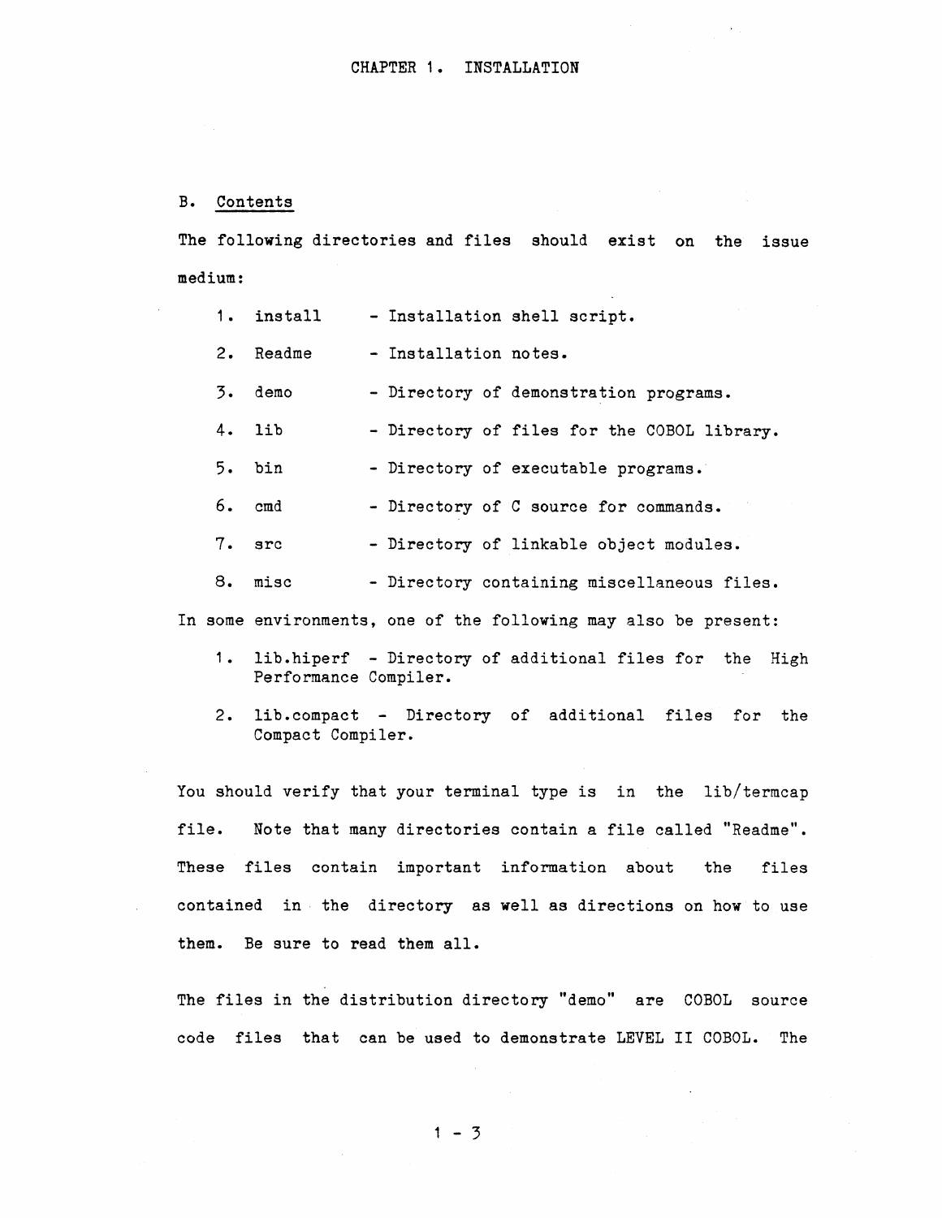## B. Contents

The following directories and files should exist on the issue medium:

1. install - Installation shell script.
2. Readme - Installation notes.
3. demo - Directory of demonstration programs.
4. lib - Directory of files for the COBOL library.
5. bin - Directory of executable programs.
6. cmd - Directory of C source for commands.
7. src - Directory of linkable object modules.
8. misc - Directory containing miscellaneous files.

In some environments, one of the following may also be present:

1. lib.hiperf - Directory of additional files for the High Performance Compiler.
2. lib.compact - Directory of additional files for the Compact Compiler.

You should verify that your terminal type is in the lib/termcap file. Note that many directories contain a file called "Readme". These files contain important information about the files contained in the directory as well as directions on how to use them. Be sure to read them all.

The files in the distribution directory "demo" are COBOL source code files that can be used to demonstrate LEVEL II COBOL. The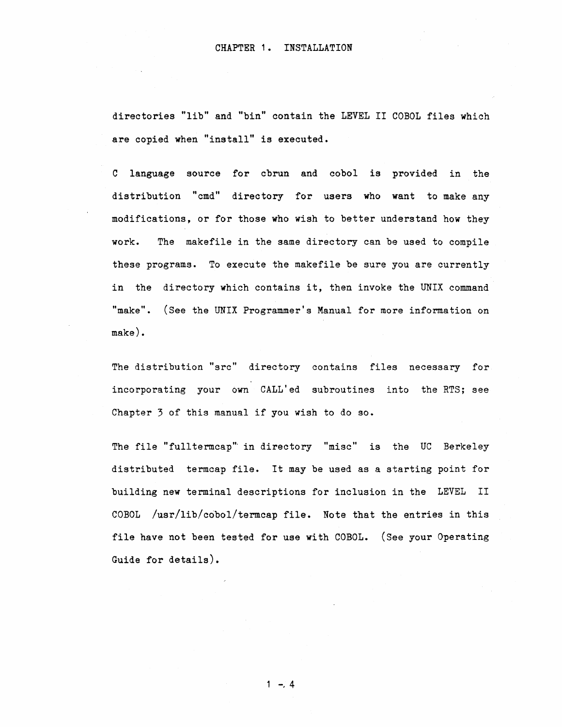directories "lib" and "bin" contain the LEVEL II COBOL files which are copied when "install" is executed.

C language source for cbrun and cobol is provided in the distribution "cmd" directory for users who want to make any modifications, or for those who wish to better understand how they work. The makefile in the same directory can be used to compile these programs. To execute the makefile be sure you are currently in the directory which contains it, then invoke the UNIX command "make". (See the UNIX Programmer's Manual for more information on make).

The distribution "src" directory contains files necessary for incorporating your own CALL'ed subroutines into the RTS; see Chapter 3 of this manual if you wish to do so.

The file "fulltermcap" in directory "misc" is the UC Berkeley distributed termcap file. It may be used as a starting point for building new terminal descriptions for inclusion in the LEVEL II COBOL /usr/lib/cobol/termcap file. Note that the entries in this file have not been tested for use with COBOL. (See your Operating Guide for details).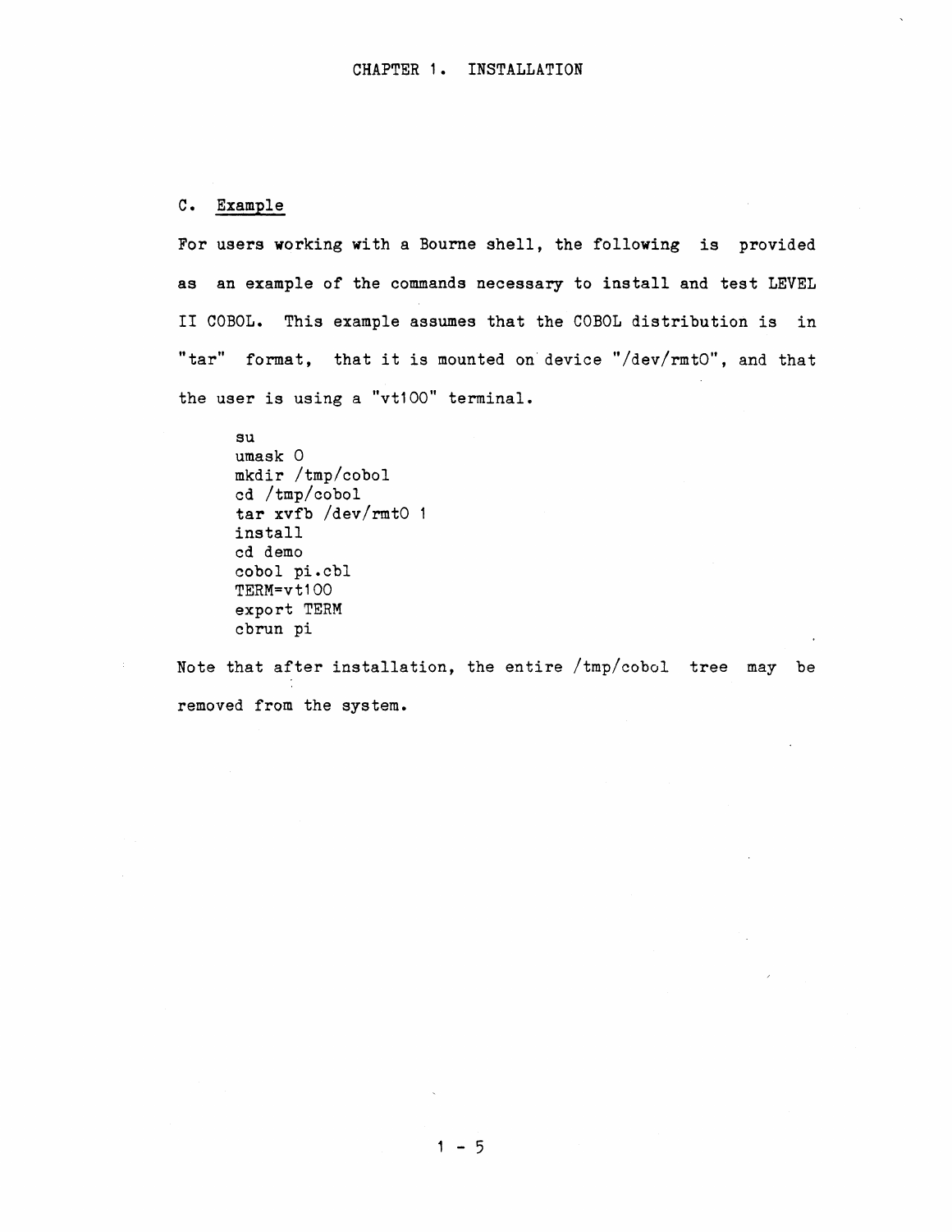## C. Example

For users working with a Bourne shell, the following is provided as an example of the commands necessary to install and test LEVEL II COBOL. This example assumes that the COBOL distribution is in "tar" format, that it is mounted on device "/dev/rmt0", and that the user is using a "vt100" terminal.

```
su
umask 0
mkdir /tmp/cobol
cd /tmp/cobol
tar xvfb /dev/rmt0 1
install
cd demo
cobol pi.cbl
TERM=vt100
export TERM
cbrun pi
```

Note that after installation, the entire /tmp/cobol tree may be removed from the system.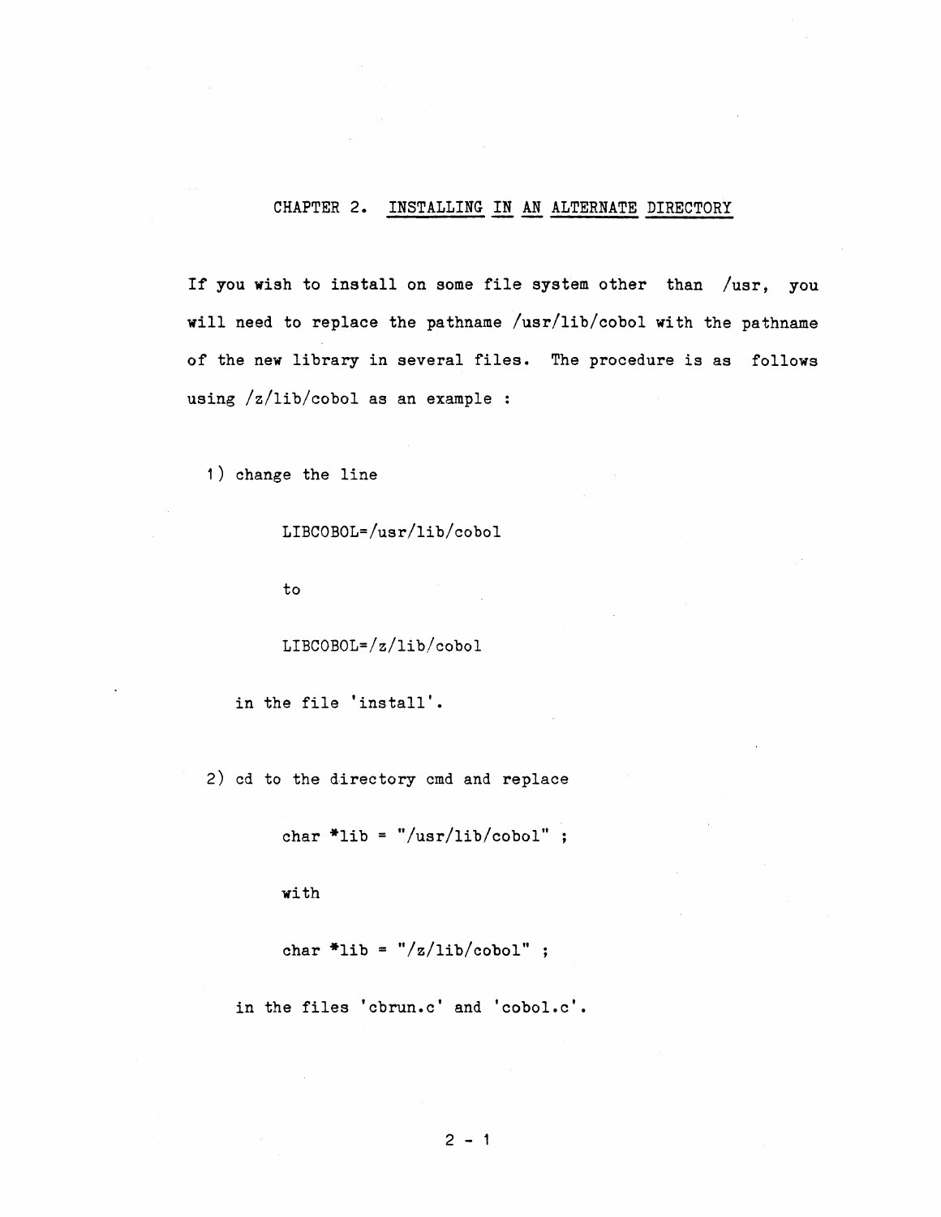## CHAPTER 2. INSTALLING IN AN ALTERNATE DIRECTORY

If you wish to install on some file system other than /usr, you will need to replace the pathname /usr/lib/cobol with the pathname of the new library in several files. The procedure is as follows using /z/lib/cobol as an example :

1) change the line

```
LIBCOBOL=/usr/lib/cobol
```

to

```
LIBCOBOL=/z/lib/cobol
```

in the file 'install'.

2) cd to the directory cmd and replace

```
char *lib = "/usr/lib/cobol" ;
```

with

```
char *lib = "/z/lib/cobol" ;
```

in the files 'cbrun.c' and 'cobol.c'.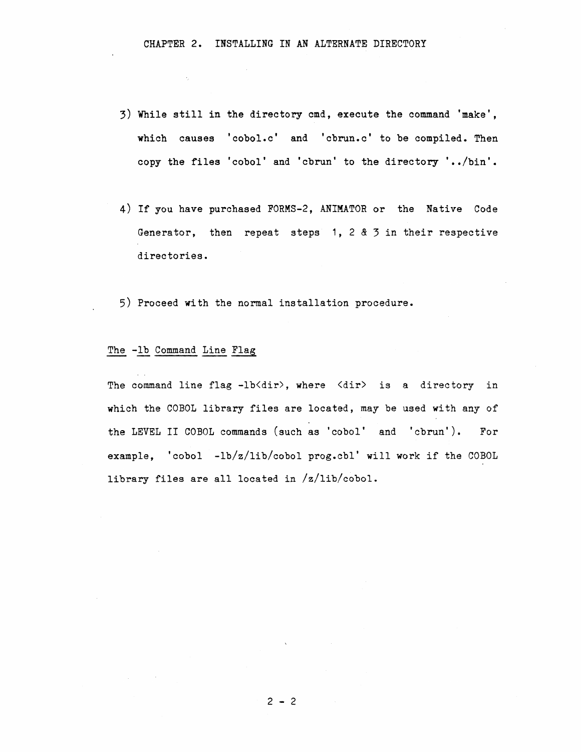3) While still in the directory cmd, execute the command 'make', which causes 'cobol.c' and 'cbrun.c' to be compiled. Then copy the files 'cobol' and 'cbrun' to the directory '../bin'.

4) If you have purchased FORMS-2, ANIMATOR or the Native Code Generator, then repeat steps 1, 2 & 3 in their respective directories.

5) Proceed with the normal installation procedure.

## The -lb Command Line Flag

The command line flag -lb<dir>, where <dir> is a directory in which the COBOL library files are located, may be used with any of the LEVEL II COBOL commands (such as 'cobol' and 'cbrun'). For example, 'cobol -lb/z/lib/cobol prog.cbl' will work if the COBOL library files are all located in /z/lib/cobol.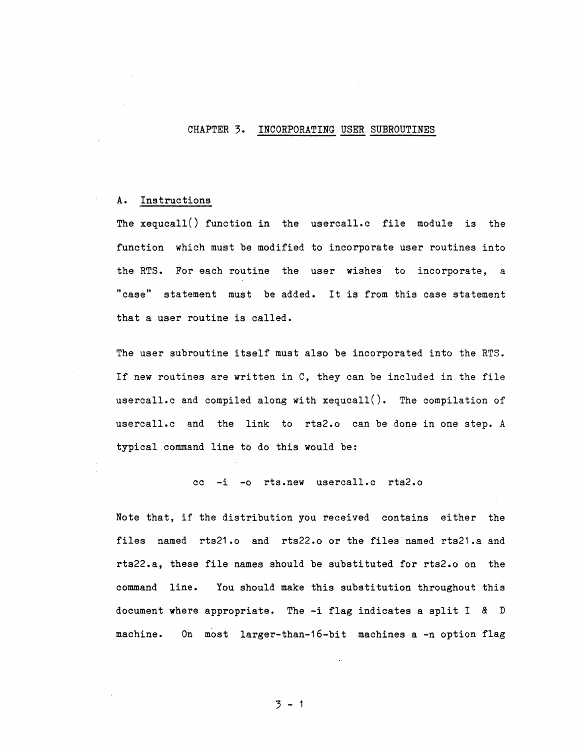# CHAPTER 3. INCORPORATING USER SUBROUTINES

## A. Instructions

The xequcall() function in the usercall.c file module is the function which must be modified to incorporate user routines into the RTS. For each routine the user wishes to incorporate, a "case" statement must be added. It is from this case statement that a user routine is called.

The user subroutine itself must also be incorporated into the RTS. If new routines are written in C, they can be included in the file usercall.c and compiled along with xequcall(). The compilation of usercall.c and the link to rts2.o can be done in one step. A typical command line to do this would be:

```
cc -i -o rts.new usercall.c rts2.o
```

Note that, if the distribution you received contains either the files named rts21.o and rts22.o or the files named rts21.a and rts22.a, these file names should be substituted for rts2.o on the command line. You should make this substitution throughout this document where appropriate. The -i flag indicates a split I & D machine. On most larger-than-16-bit machines a -n option flag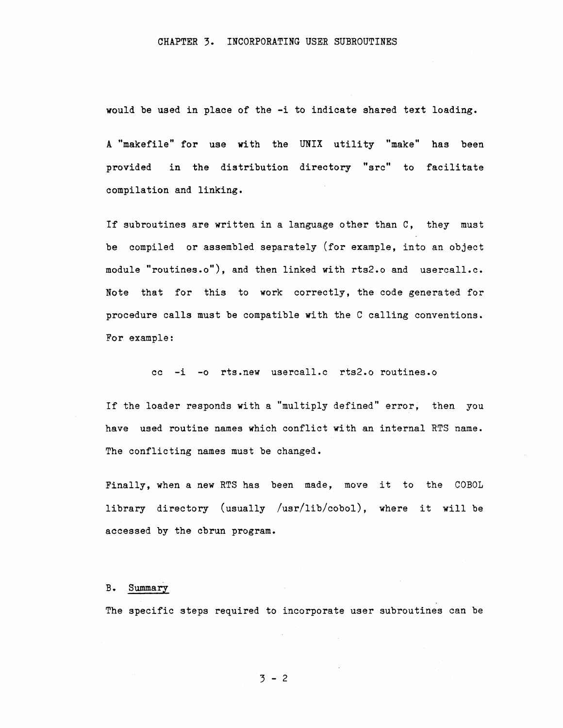would be used in place of the -i to indicate shared text loading.

A "makefile" for use with the UNIX utility "make" has been provided in the distribution directory "src" to facilitate compilation and linking.

If subroutines are written in a language other than C, they must be compiled or assembled separately (for example, into an object module "routines.o"), and then linked with rts2.o and usercall.c. Note that for this to work correctly, the code generated for procedure calls must be compatible with the C calling conventions. For example:

```
cc -i -o rts.new usercall.c rts2.o routines.o
```

If the loader responds with a "multiply defined" error, then you have used routine names which conflict with an internal RTS name. The conflicting names must be changed.

Finally, when a new RTS has been made, move it to the COBOL library directory (usually /usr/lib/cobol), where it will be accessed by the cbrun program.

## B. Summary

The specific steps required to incorporate user subroutines can be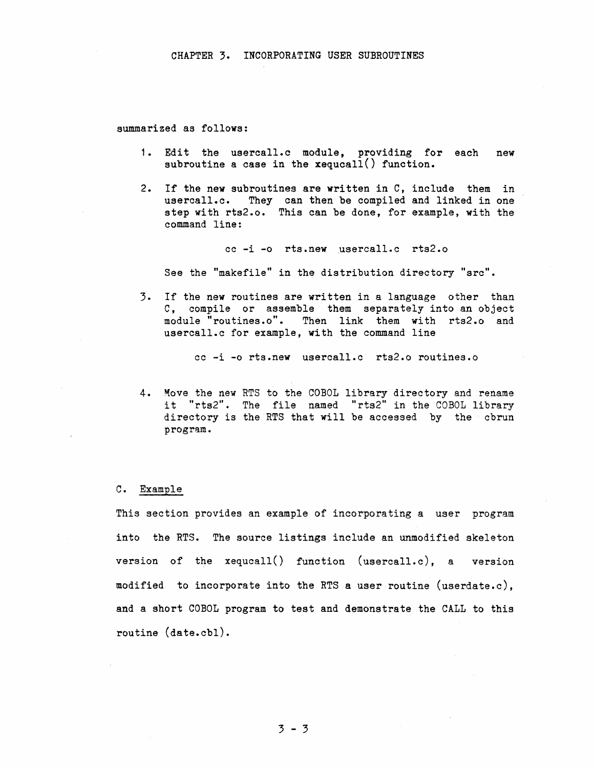summarized as follows:

1. Edit the usercall.c module, providing for each new subroutine a case in the xequcall() function.

2. If the new subroutines are written in C, include them in usercall.c. They can then be compiled and linked in one step with rts2.o. This can be done, for example, with the command line:

   ```
   cc -i -o rts.new usercall.c rts2.o
   ```

   See the "makefile" in the distribution directory "src".

3. If the new routines are written in a language other than C, compile or assemble them separately into an object module "routines.o". Then link them with rts2.o and usercall.c for example, with the command line

   ```
   cc -i -o rts.new usercall.c rts2.o routines.o
   ```

4. Move the new RTS to the COBOL library directory and rename it "rts2". The file named "rts2" in the COBOL library directory is the RTS that will be accessed by the cbrun program.

### C. Example

This section provides an example of incorporating a user program into the RTS. The source listings include an unmodified skeleton version of the xequcall() function (usercall.c), a version modified to incorporate into the RTS a user routine (userdate.c), and a short COBOL program to test and demonstrate the CALL to this routine (date.cbl).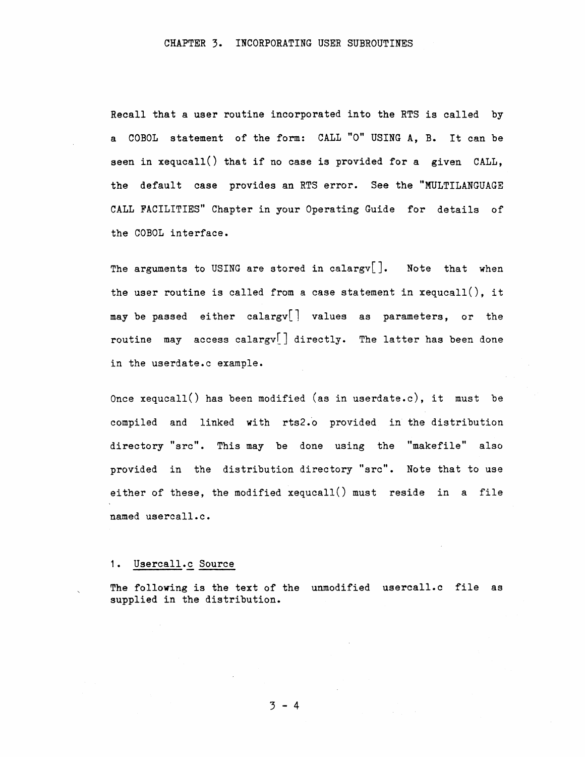Recall that a user routine incorporated into the RTS is called by a COBOL statement of the form: CALL "0" USING A, B. It can be seen in xequcall() that if no case is provided for a given CALL, the default case provides an RTS error. See the "MULTILANGUAGE CALL FACILITIES" Chapter in your Operating Guide for details of the COBOL interface.

The arguments to USING are stored in calargv[]. Note that when the user routine is called from a case statement in xequcall(), it may be passed either calargv[] values as parameters, or the routine may access calargv[] directly. The latter has been done in the userdate.c example.

Once xequcall() has been modified (as in userdate.c), it must be compiled and linked with rts2.o provided in the distribution directory "src". This may be done using the "makefile" also provided in the distribution directory "src". Note that to use either of these, the modified xequcall() must reside in a file named usercall.c.

## 1. Usercall.c Source

The following is the text of the unmodified usercall.c file as supplied in the distribution.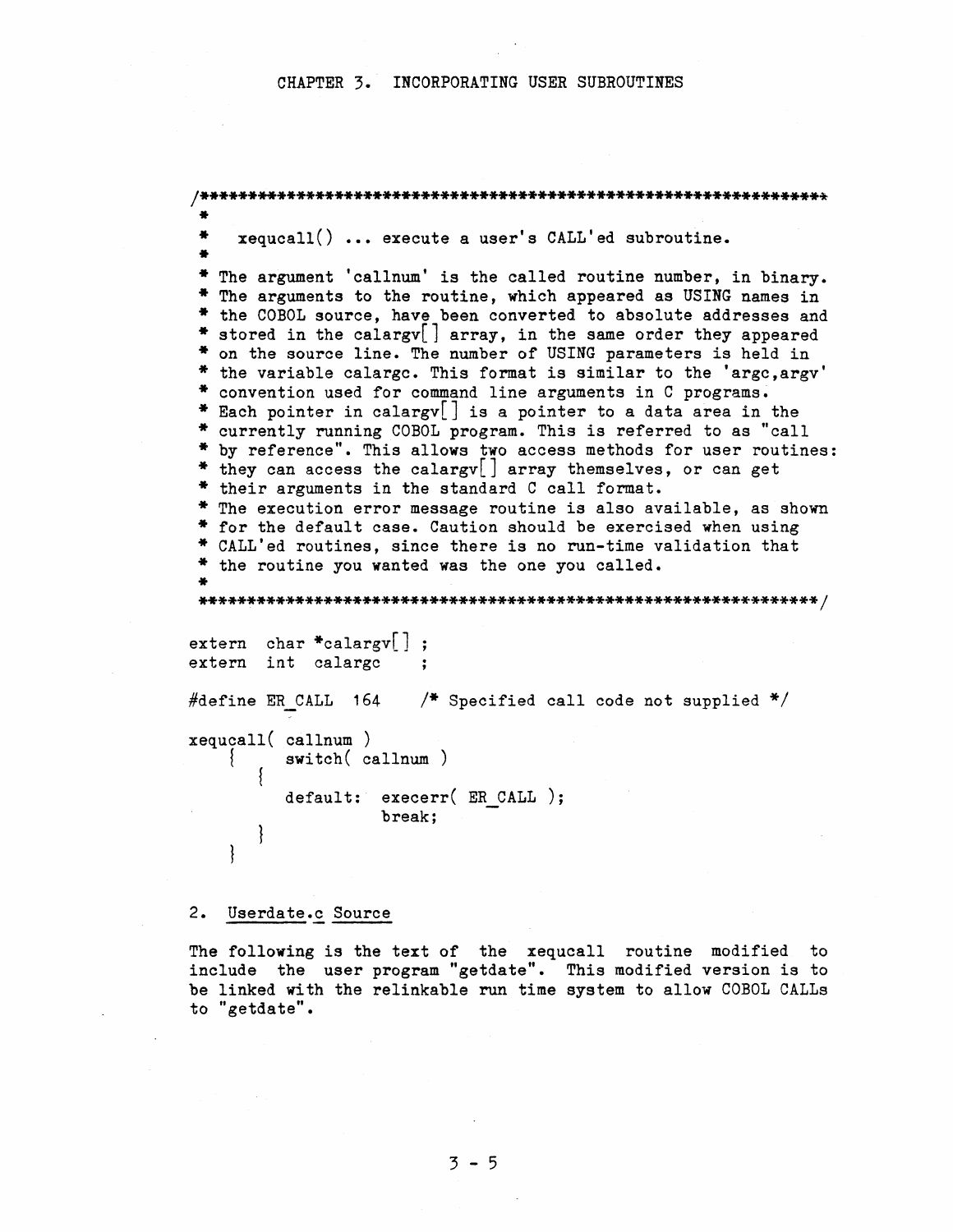```
/*********************************************************************
 *
 *   xequcall() ... execute a user's CALL'ed subroutine.
 *
 * The argument 'callnum' is the called routine number, in binary.
 * The arguments to the routine, which appeared as USING names in
 * the COBOL source, have been converted to absolute addresses and
 * stored in the calargv[] array, in the same order they appeared
 * on the source line. The number of USING parameters is held in
 * the variable calargc. This format is similar to the 'argc,argv'
 * convention used for command line arguments in C programs.
 * Each pointer in calargv[] is a pointer to a data area in the
 * currently running COBOL program. This is referred to as "call
 * by reference". This allows two access methods for user routines:
 * they can access the calargv[] array themselves, or can get
 * their arguments in the standard C call format.
 * The execution error message routine is also available, as shown
 * for the default case. Caution should be exercised when using
 * CALL'ed routines, since there is no run-time validation that
 * the routine you wanted was the one you called.
 *
 ********************************************************************/

extern  char *calargv[] ;
extern  int  calargc    ;

#define ER_CALL  164    /* Specified call code not supplied */

xequcall( callnum )
    {       switch( callnum )
        {
            default:  execerr( ER_CALL );
                      break;
        }
    }
```

2. Userdate.c Source

The following is the text of the xequcall routine modified to include the user program "getdate". This modified version is to be linked with the relinkable run time system to allow COBOL CALLs to "getdate".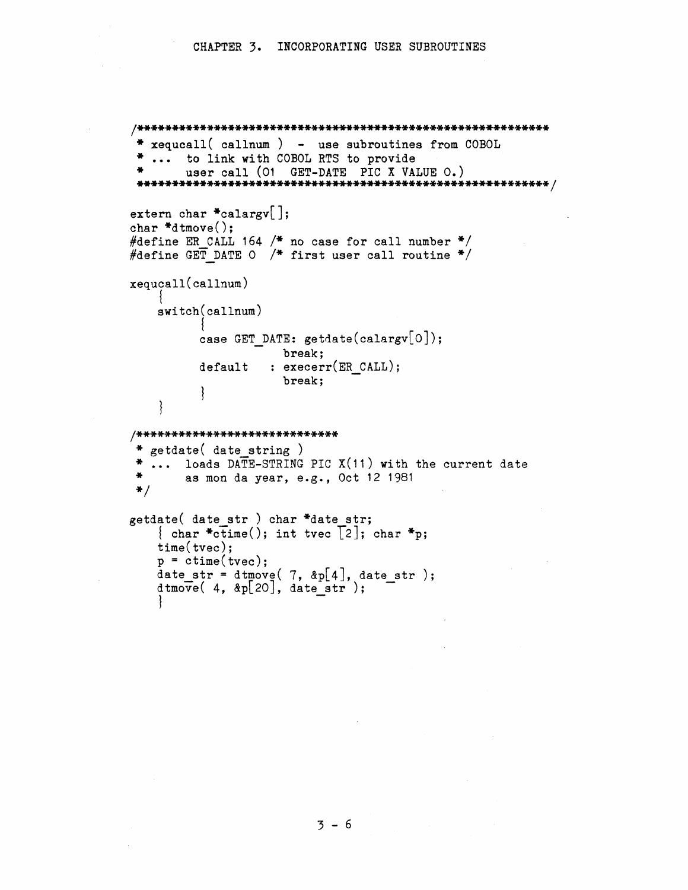```
/************************************************************
 * xequcall( callnum )  -  use subroutines from COBOL
 * ...  to link with COBOL RTS to provide
 *      user call (01  GET-DATE  PIC X VALUE 0.)
 ************************************************************/

extern char *calargv[];
char *dtmove();
#define ER_CALL 164 /* no case for call number */
#define GET_DATE 0  /* first user call routine */

xequcall(callnum)
    {
    switch(callnum)
          {
          case GET_DATE: getdate(calargv[0]);
                         break;
          default      : execerr(ER_CALL);
                         break;
          }
    }

/*****************************
 * getdate( date_string )
 * ...  loads DATE-STRING PIC X(11) with the current date
 *      as mon da year, e.g., Oct 12 1981
 */

getdate( date_str ) char *date_str;
    { char *ctime(); int tvec [2]; char *p;
    time(tvec);
    p = ctime(tvec);
    date_str = dtmove( 7, &p[4], date_str );
    dtmove( 4, &p[20], date_str );
    }
```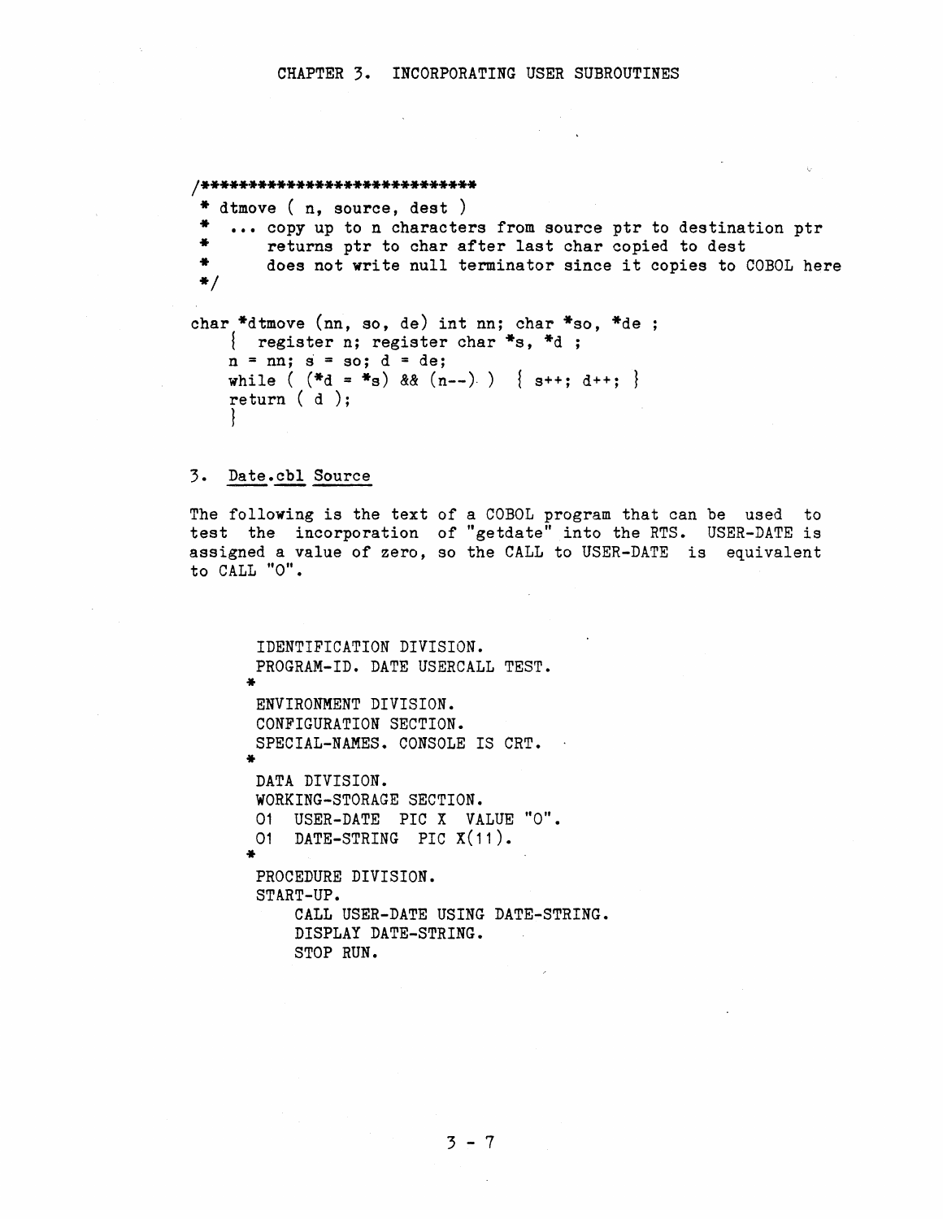```
/******************************
 * dtmove ( n, source, dest )
 *   ... copy up to n characters from source ptr to destination ptr
 *       returns ptr to char after last char copied to dest
 *       does not write null terminator since it copies to COBOL here
 */

char *dtmove (nn, so, de) int nn; char *so, *de ;
    {  register n; register char *s, *d ;
    n = nn; s = so; d = de;
    while ( (*d = *s) && (n--) )  { s++; d++; }
    return ( d );
    }
```

## 3. Date.cbl Source

The following is the text of a COBOL program that can be used to test the incorporation of "getdate" into the RTS. USER-DATE is assigned a value of zero, so the CALL to USER-DATE is equivalent to CALL "0".

```
       IDENTIFICATION DIVISION.
       PROGRAM-ID. DATE USERCALL TEST.
      *
       ENVIRONMENT DIVISION.
       CONFIGURATION SECTION.
       SPECIAL-NAMES. CONSOLE IS CRT.
      *
       DATA DIVISION.
       WORKING-STORAGE SECTION.
       01  USER-DATE   PIC X  VALUE "0".
       01  DATE-STRING   PIC X(11).
      *
       PROCEDURE DIVISION.
       START-UP.
           CALL USER-DATE USING DATE-STRING.
           DISPLAY DATE-STRING.
           STOP RUN.
```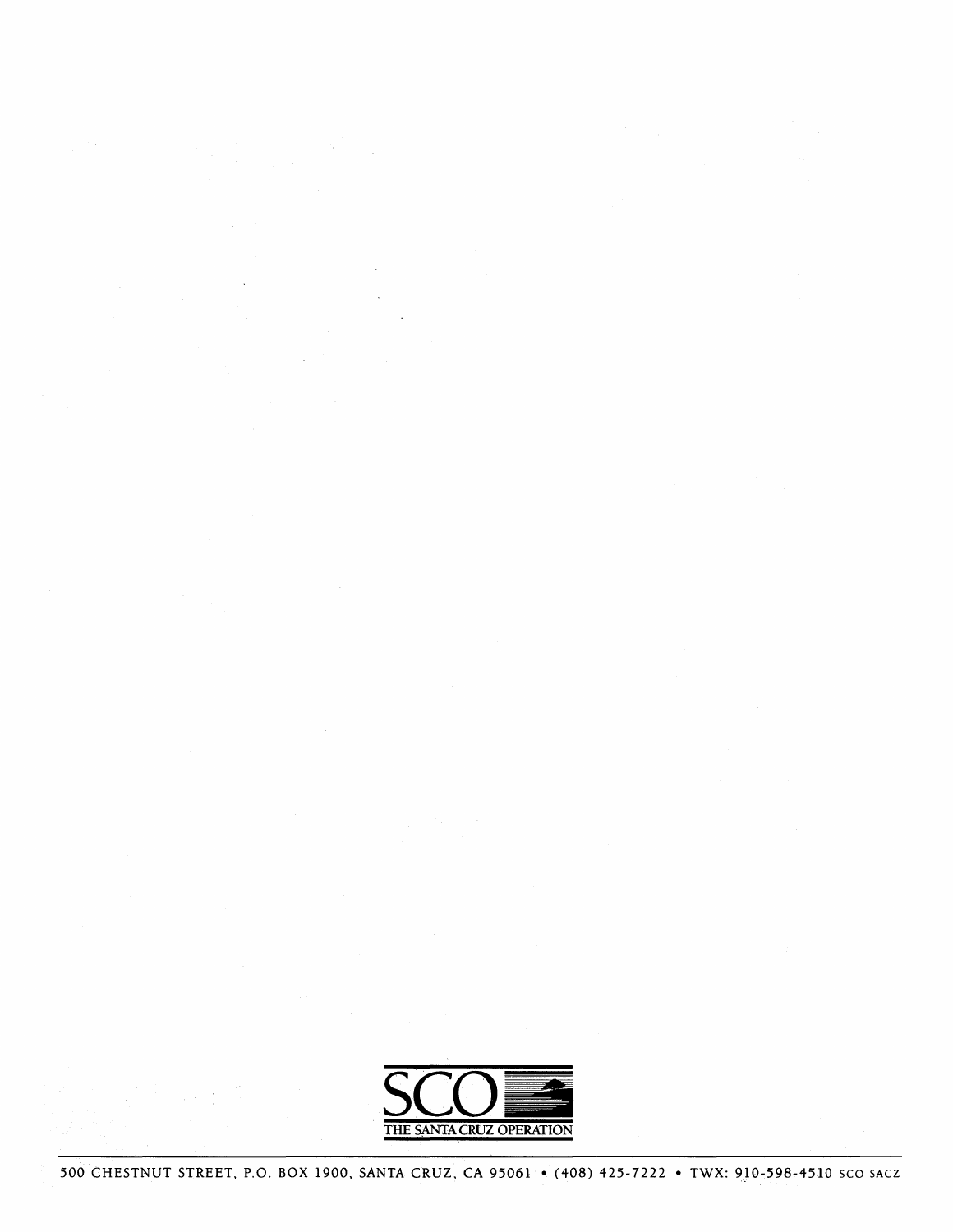SCO

THE SANTA CRUZ OPERATION

500 CHESTNUT STREET, P.O. BOX 1900, SANTA CRUZ, CA 95061 • (408) 425-7222 • TWX: 910-598-4510 SCO SACZ